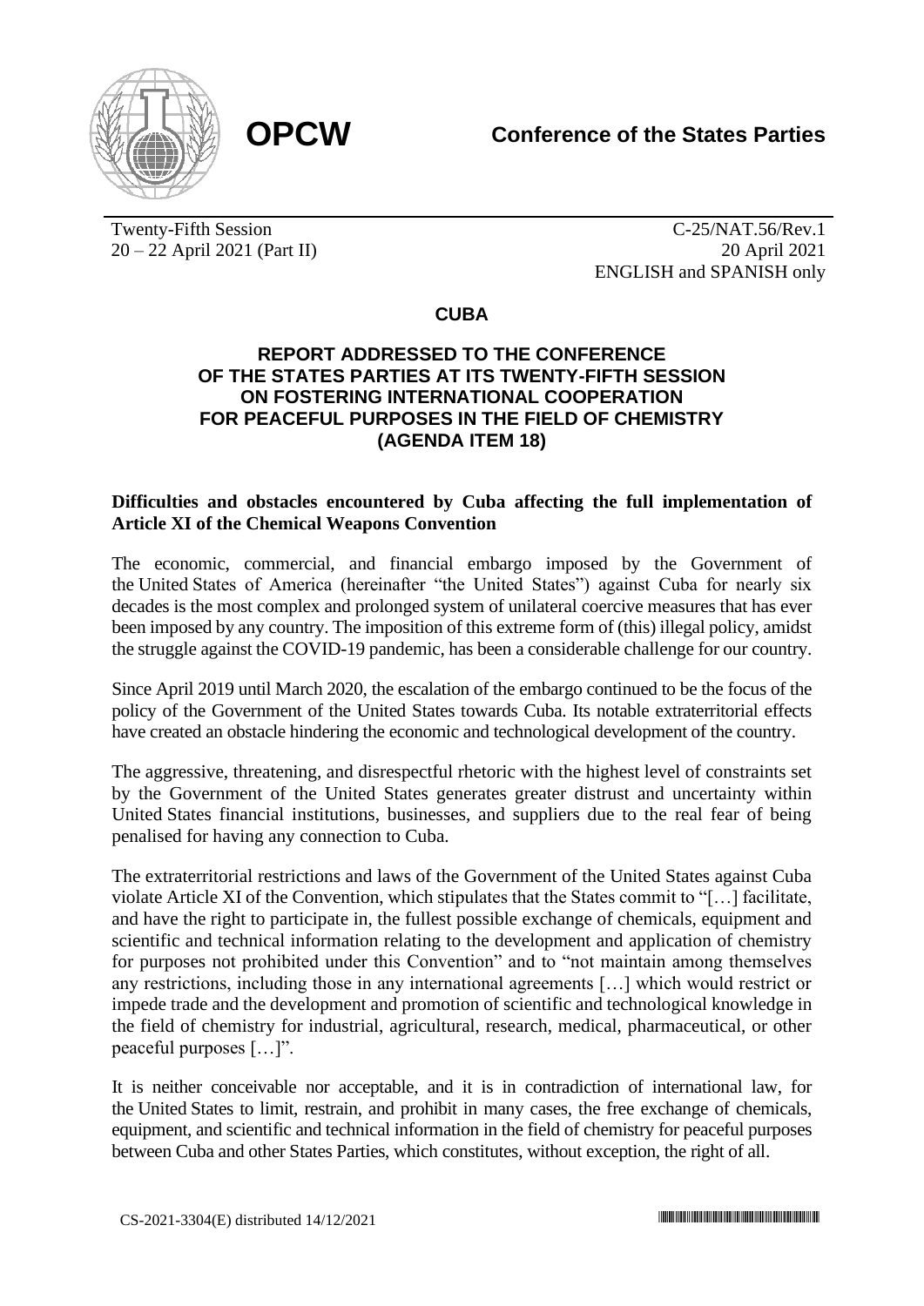**OPCW**

**Conference of the States Parties**

Twenty-Fifth Session
20 – 22 April 2021 (Part II)

C-25/NAT.56/Rev.1
20 April 2021
ENGLISH and SPANISH only

**CUBA**

# REPORT ADDRESSED TO THE CONFERENCE OF THE STATES PARTIES AT ITS TWENTY-FIFTH SESSION ON FOSTERING INTERNATIONAL COOPERATION FOR PEACEFUL PURPOSES IN THE FIELD OF CHEMISTRY (AGENDA ITEM 18)

## Difficulties and obstacles encountered by Cuba affecting the full implementation of Article XI of the Chemical Weapons Convention

The economic, commercial, and financial embargo imposed by the Government of the United States of America (hereinafter "the United States") against Cuba for nearly six decades is the most complex and prolonged system of unilateral coercive measures that has ever been imposed by any country. The imposition of this extreme form of (this) illegal policy, amidst the struggle against the COVID-19 pandemic, has been a considerable challenge for our country.

Since April 2019 until March 2020, the escalation of the embargo continued to be the focus of the policy of the Government of the United States towards Cuba. Its notable extraterritorial effects have created an obstacle hindering the economic and technological development of the country.

The aggressive, threatening, and disrespectful rhetoric with the highest level of constraints set by the Government of the United States generates greater distrust and uncertainty within United States financial institutions, businesses, and suppliers due to the real fear of being penalised for having any connection to Cuba.

The extraterritorial restrictions and laws of the Government of the United States against Cuba violate Article XI of the Convention, which stipulates that the States commit to "[…] facilitate, and have the right to participate in, the fullest possible exchange of chemicals, equipment and scientific and technical information relating to the development and application of chemistry for purposes not prohibited under this Convention" and to "not maintain among themselves any restrictions, including those in any international agreements […] which would restrict or impede trade and the development and promotion of scientific and technological knowledge in the field of chemistry for industrial, agricultural, research, medical, pharmaceutical, or other peaceful purposes […]".

It is neither conceivable nor acceptable, and it is in contradiction of international law, for the United States to limit, restrain, and prohibit in many cases, the free exchange of chemicals, equipment, and scientific and technical information in the field of chemistry for peaceful purposes between Cuba and other States Parties, which constitutes, without exception, the right of all.

CS-2021-3304(E) distributed 14/12/2021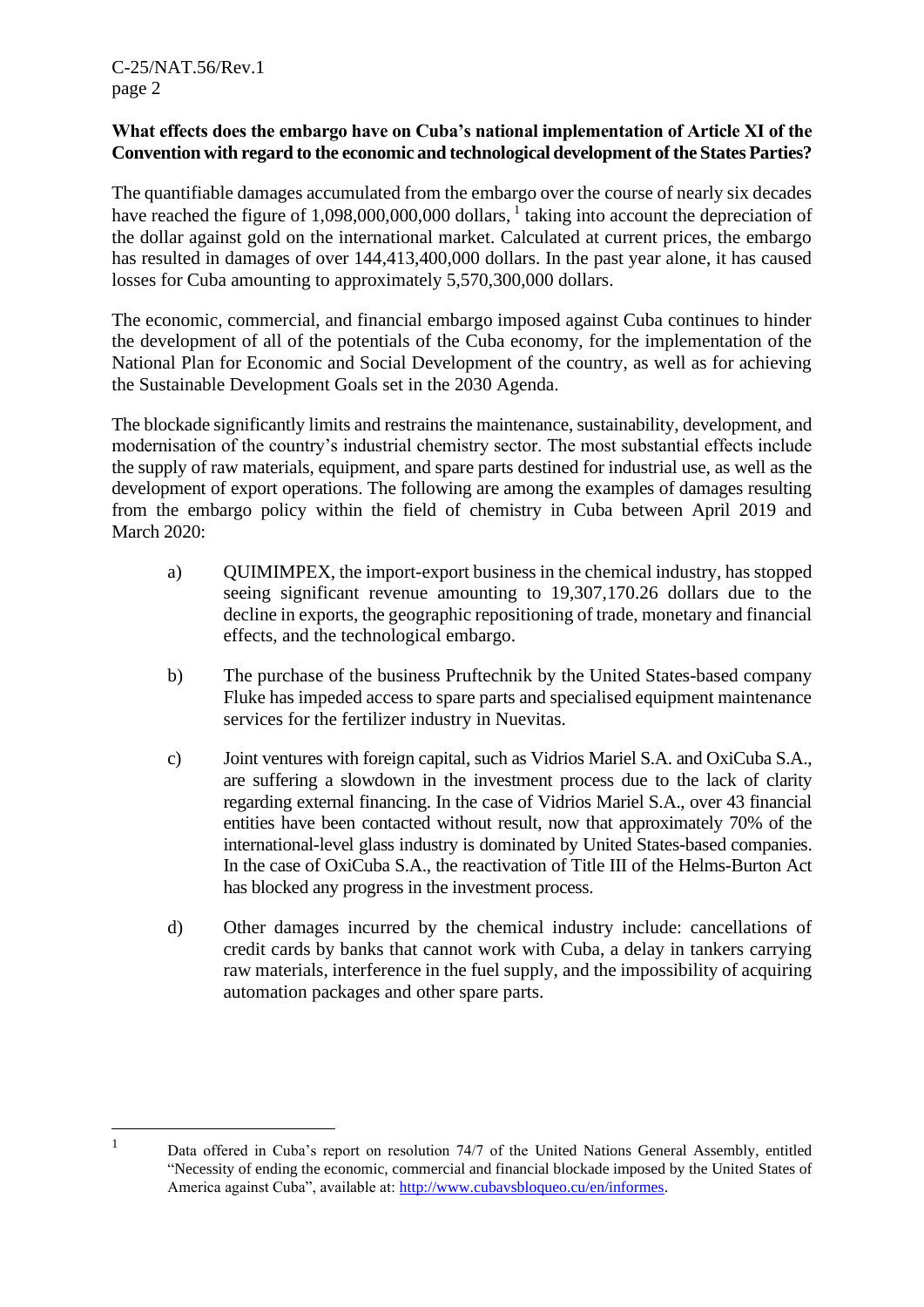**What effects does the embargo have on Cuba's national implementation of Article XI of the Convention with regard to the economic and technological development of the States Parties?**

The quantifiable damages accumulated from the embargo over the course of nearly six decades have reached the figure of 1,098,000,000,000 dollars, [1] taking into account the depreciation of the dollar against gold on the international market. Calculated at current prices, the embargo has resulted in damages of over 144,413,400,000 dollars. In the past year alone, it has caused losses for Cuba amounting to approximately 5,570,300,000 dollars.

The economic, commercial, and financial embargo imposed against Cuba continues to hinder the development of all of the potentials of the Cuba economy, for the implementation of the National Plan for Economic and Social Development of the country, as well as for achieving the Sustainable Development Goals set in the 2030 Agenda.

The blockade significantly limits and restrains the maintenance, sustainability, development, and modernisation of the country's industrial chemistry sector. The most substantial effects include the supply of raw materials, equipment, and spare parts destined for industrial use, as well as the development of export operations. The following are among the examples of damages resulting from the embargo policy within the field of chemistry in Cuba between April 2019 and March 2020:

a) QUIMIMPEX, the import-export business in the chemical industry, has stopped seeing significant revenue amounting to 19,307,170.26 dollars due to the decline in exports, the geographic repositioning of trade, monetary and financial effects, and the technological embargo.

b) The purchase of the business Pruftechnik by the United States-based company Fluke has impeded access to spare parts and specialised equipment maintenance services for the fertilizer industry in Nuevitas.

c) Joint ventures with foreign capital, such as Vidrios Mariel S.A. and OxiCuba S.A., are suffering a slowdown in the investment process due to the lack of clarity regarding external financing. In the case of Vidrios Mariel S.A., over 43 financial entities have been contacted without result, now that approximately 70% of the international-level glass industry is dominated by United States-based companies. In the case of OxiCuba S.A., the reactivation of Title III of the Helms-Burton Act has blocked any progress in the investment process.

d) Other damages incurred by the chemical industry include: cancellations of credit cards by banks that cannot work with Cuba, a delay in tankers carrying raw materials, interference in the fuel supply, and the impossibility of acquiring automation packages and other spare parts.

---

[1] Data offered in Cuba's report on resolution 74/7 of the United Nations General Assembly, entitled "Necessity of ending the economic, commercial and financial blockade imposed by the United States of America against Cuba", available at: http://www.cubavsbloqueo.cu/en/informes.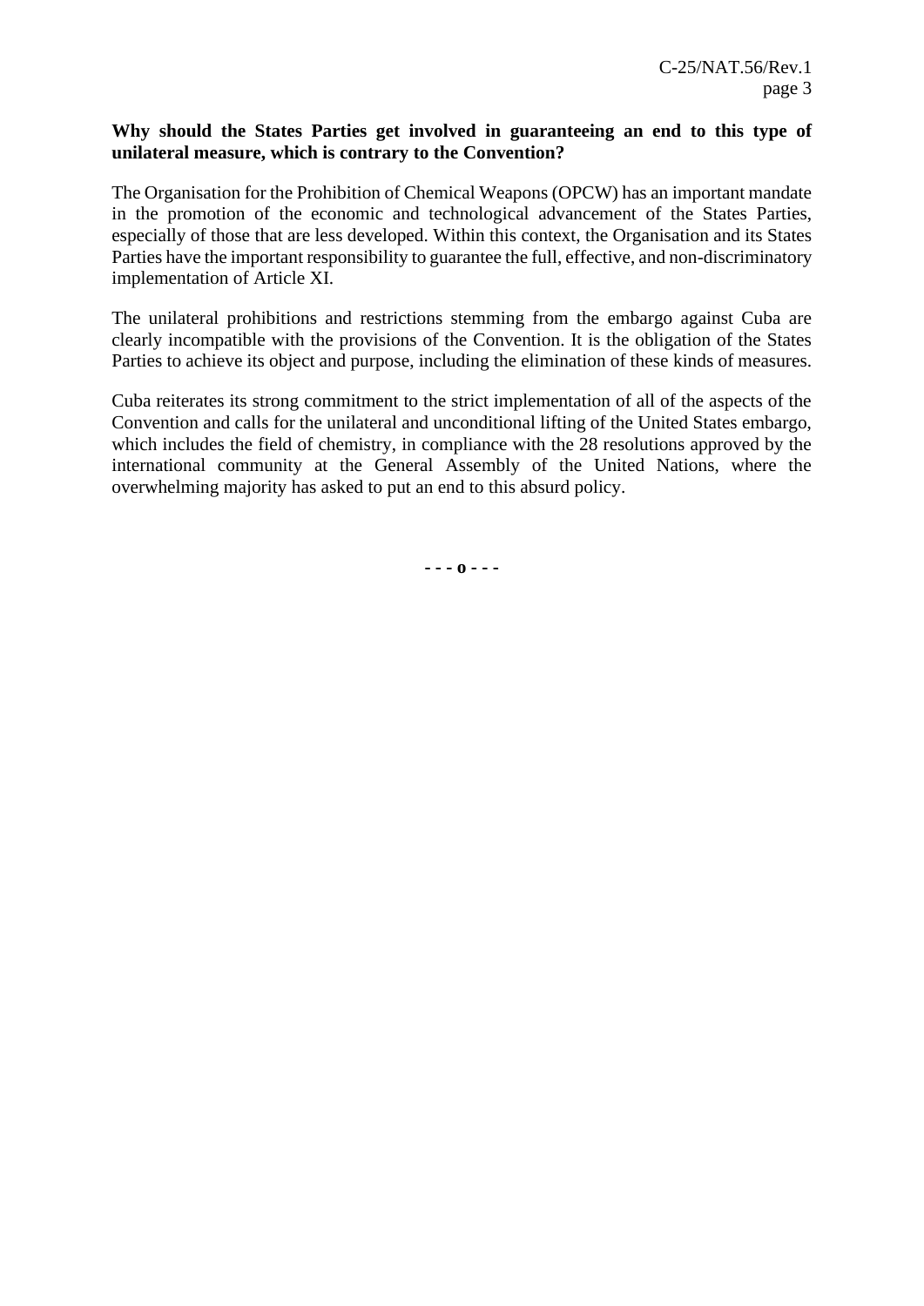**Why should the States Parties get involved in guaranteeing an end to this type of unilateral measure, which is contrary to the Convention?**

The Organisation for the Prohibition of Chemical Weapons (OPCW) has an important mandate in the promotion of the economic and technological advancement of the States Parties, especially of those that are less developed. Within this context, the Organisation and its States Parties have the important responsibility to guarantee the full, effective, and non-discriminatory implementation of Article XI.

The unilateral prohibitions and restrictions stemming from the embargo against Cuba are clearly incompatible with the provisions of the Convention. It is the obligation of the States Parties to achieve its object and purpose, including the elimination of these kinds of measures.

Cuba reiterates its strong commitment to the strict implementation of all of the aspects of the Convention and calls for the unilateral and unconditional lifting of the United States embargo, which includes the field of chemistry, in compliance with the 28 resolutions approved by the international community at the General Assembly of the United Nations, where the overwhelming majority has asked to put an end to this absurd policy.

**- - - o - - -**